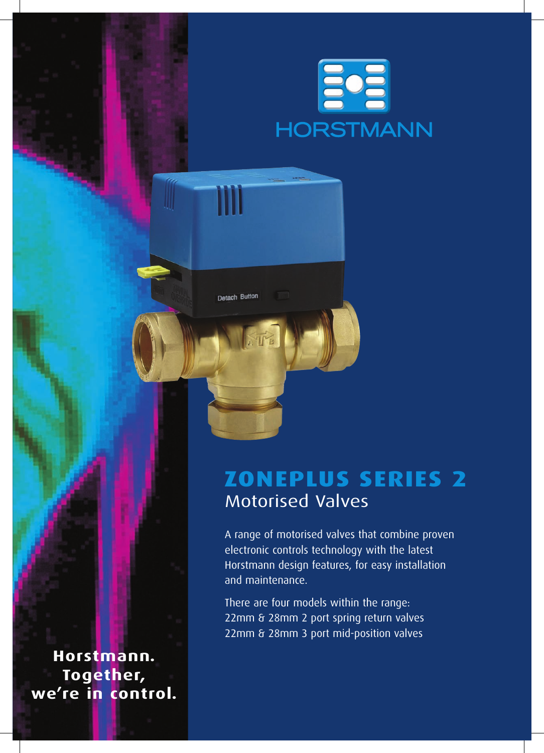HORSTMANN

# ZONEPLUS SERIES 2

## Motorised Valves

A range of motorised valves that combine proven electronic controls technology with the latest Horstmann design features, for easy installation and maintenance.

There are four models within the range:
22mm & 28mm 2 port spring return valves
22mm & 28mm 3 port mid-position valves

**Horstmann. Together, we're in control.**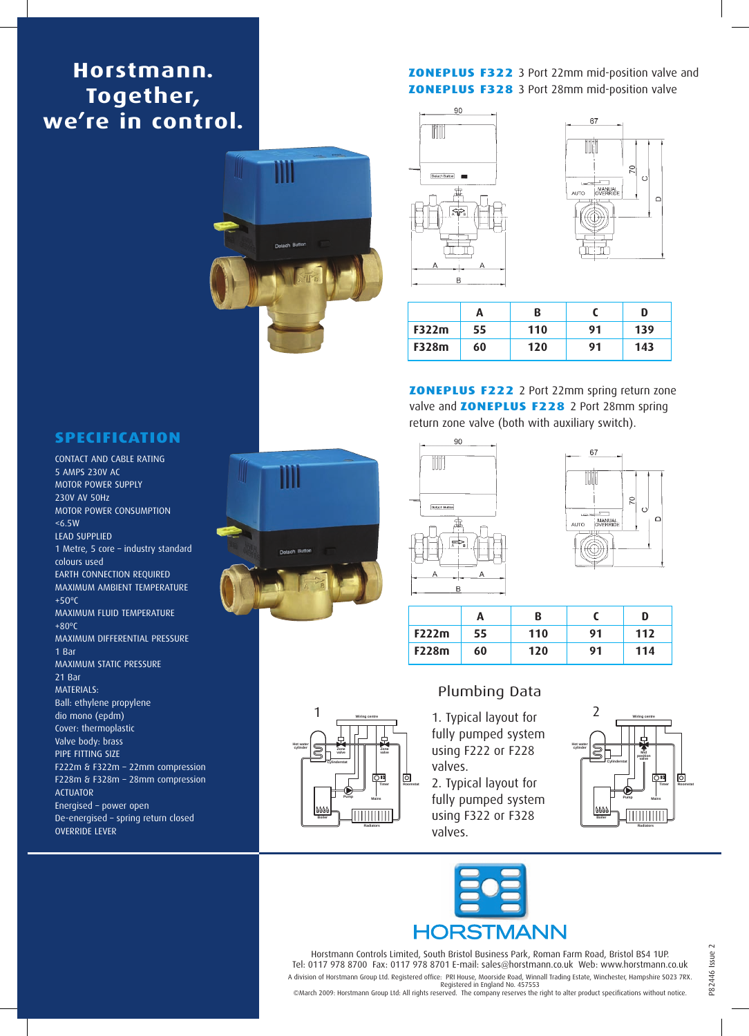# Horstmann. Together, we're in control.

**ZONEPLUS F322** 3 Port 22mm mid-position valve and
**ZONEPLUS F328** 3 Port 28mm mid-position valve

| | A | B | C | D |
|---|---|---|---|---|
| F322m | 55 | 110 | 91 | 139 |
| F328m | 60 | 120 | 91 | 143 |

**ZONEPLUS F222** 2 Port 22mm spring return zone valve and **ZONEPLUS F228** 2 Port 28mm spring return zone valve (both with auxiliary switch).

| | A | B | C | D |
|---|---|---|---|---|
| F222m | 55 | 110 | 91 | 112 |
| F228m | 60 | 120 | 91 | 114 |

## SPECIFICATION

CONTACT AND CABLE RATING
5 AMPS 230V AC
MOTOR POWER SUPPLY
230V AV 50Hz
MOTOR POWER CONSUMPTION
<6.5W
LEAD SUPPLIED
1 Metre, 5 core – industry standard colours used
EARTH CONNECTION REQUIRED
MAXIMUM AMBIENT TEMPERATURE
+50°C
MAXIMUM FLUID TEMPERATURE
+80°C
MAXIMUM DIFFERENTIAL PRESSURE
1 Bar
MAXIMUM STATIC PRESSURE
21 Bar
MATERIALS:
Ball: ethylene propylene dio mono (epdm)
Cover: thermoplastic
Valve body: brass
PIPE FITTING SIZE
F222m & F322m – 22mm compression
F228m & F328m – 28mm compression
ACTUATOR
Energised – power open
De-energised – spring return closed
OVERRIDE LEVER

## Plumbing Data

1. Typical layout for fully pumped system using F222 or F228 valves.
2. Typical layout for fully pumped system using F322 or F328 valves.

HORSTMANN

Horstmann Controls Limited, South Bristol Business Park, Roman Farm Road, Bristol BS4 1UP.
Tel: 0117 978 8700 Fax: 0117 978 8701 E-mail: sales@horstmann.co.uk Web: www.horstmann.co.uk
A division of Horstmann Group Ltd. Registered office: PRI House, Moorside Road, Winnall Trading Estate, Winchester, Hampshire SO23 7RX. Registered in England No. 457553
©March 2009: Horstmann Group Ltd: All rights reserved. The company reserves the right to alter product specifications without notice.

P82446 Issue 2